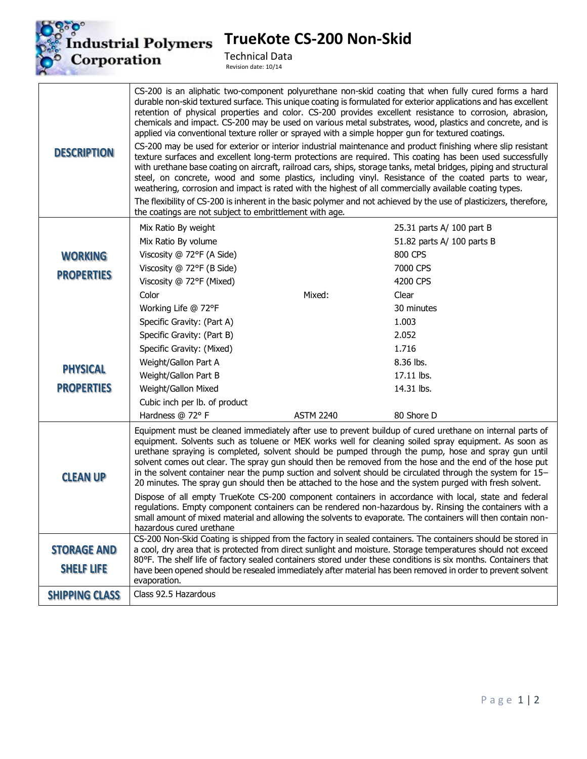# TrueKote CS-200 Non-Skid

Technical Data

Revision date: 10/14

## DESCRIPTION

CS-200 is an aliphatic two-component polyurethane non-skid coating that when fully cured forms a hard durable non-skid textured surface. This unique coating is formulated for exterior applications and has excellent retention of physical properties and color. CS-200 provides excellent resistance to corrosion, abrasion, chemicals and impact. CS-200 may be used on various metal substrates, wood, plastics and concrete, and is applied via conventional texture roller or sprayed with a simple hopper gun for textured coatings.

CS-200 may be used for exterior or interior industrial maintenance and product finishing where slip resistant texture surfaces and excellent long-term protections are required. This coating has been used successfully with urethane base coating on aircraft, railroad cars, ships, storage tanks, metal bridges, piping and structural steel, on concrete, wood and some plastics, including vinyl. Resistance of the coated parts to wear, weathering, corrosion and impact is rated with the highest of all commercially available coating types.

The flexibility of CS-200 is inherent in the basic polymer and not achieved by the use of plasticizers, therefore, the coatings are not subject to embrittlement with age.

## WORKING PROPERTIES / PHYSICAL PROPERTIES

| Property | | Value |
|---|---|---|
| Mix Ratio By weight | | 25.31 parts A/ 100 part B |
| Mix Ratio By volume | | 51.82 parts A/ 100 parts B |
| Viscosity @ 72°F (A Side) | | 800 CPS |
| Viscosity @ 72°F (B Side) | | 7000 CPS |
| Viscosity @ 72°F (Mixed) | | 4200 CPS |
| Color | Mixed: | Clear |
| Working Life @ 72°F | | 30 minutes |
| Specific Gravity: (Part A) | | 1.003 |
| Specific Gravity: (Part B) | | 2.052 |
| Specific Gravity: (Mixed) | | 1.716 |
| Weight/Gallon Part A | | 8.36 lbs. |
| Weight/Gallon Part B | | 17.11 lbs. |
| Weight/Gallon Mixed | | 14.31 lbs. |
| Cubic inch per lb. of product | | |
| Hardness @ 72° F | ASTM 2240 | 80 Shore D |

## CLEAN UP

Equipment must be cleaned immediately after use to prevent buildup of cured urethane on internal parts of equipment. Solvents such as toluene or MEK works well for cleaning soiled spray equipment. As soon as urethane spraying is completed, solvent should be pumped through the pump, hose and spray gun until solvent comes out clear. The spray gun should then be removed from the hose and the end of the hose put in the solvent container near the pump suction and solvent should be circulated through the system for 15–20 minutes. The spray gun should then be attached to the hose and the system purged with fresh solvent.

Dispose of all empty TrueKote CS-200 component containers in accordance with local, state and federal regulations. Empty component containers can be rendered non-hazardous by. Rinsing the containers with a small amount of mixed material and allowing the solvents to evaporate. The containers will then contain non-hazardous cured urethane

## STORAGE AND SHELF LIFE

CS-200 Non-Skid Coating is shipped from the factory in sealed containers. The containers should be stored in a cool, dry area that is protected from direct sunlight and moisture. Storage temperatures should not exceed 80°F. The shelf life of factory sealed containers stored under these conditions is six months. Containers that have been opened should be resealed immediately after material has been removed in order to prevent solvent evaporation.

## SHIPPING CLASS

Class 92.5 Hazardous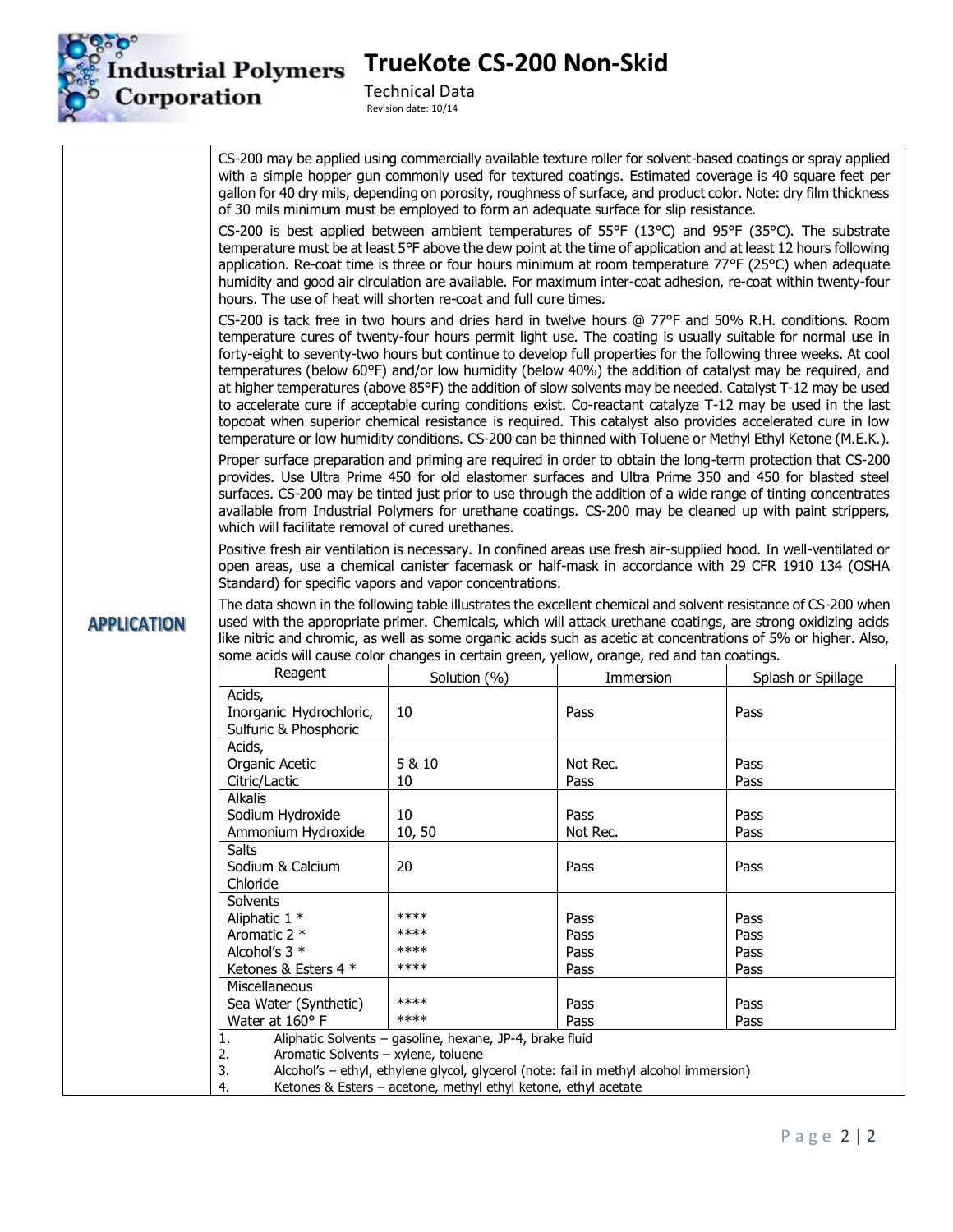## APPLICATION

CS-200 may be applied using commercially available texture roller for solvent-based coatings or spray applied with a simple hopper gun commonly used for textured coatings. Estimated coverage is 40 square feet per gallon for 40 dry mils, depending on porosity, roughness of surface, and product color. Note: dry film thickness of 30 mils minimum must be employed to form an adequate surface for slip resistance.

CS-200 is best applied between ambient temperatures of 55°F (13°C) and 95°F (35°C). The substrate temperature must be at least 5°F above the dew point at the time of application and at least 12 hours following application. Re-coat time is three or four hours minimum at room temperature 77°F (25°C) when adequate humidity and good air circulation are available. For maximum inter-coat adhesion, re-coat within twenty-four hours. The use of heat will shorten re-coat and full cure times.

CS-200 is tack free in two hours and dries hard in twelve hours @ 77°F and 50% R.H. conditions. Room temperature cures of twenty-four hours permit light use. The coating is usually suitable for normal use in forty-eight to seventy-two hours but continue to develop full properties for the following three weeks. At cool temperatures (below 60°F) and/or low humidity (below 40%) the addition of catalyst may be required, and at higher temperatures (above 85°F) the addition of slow solvents may be needed. Catalyst T-12 may be used to accelerate cure if acceptable curing conditions exist. Co-reactant catalyze T-12 may be used in the last topcoat when superior chemical resistance is required. This catalyst also provides accelerated cure in low temperature or low humidity conditions. CS-200 can be thinned with Toluene or Methyl Ethyl Ketone (M.E.K.).

Proper surface preparation and priming are required in order to obtain the long-term protection that CS-200 provides. Use Ultra Prime 450 for old elastomer surfaces and Ultra Prime 350 and 450 for blasted steel surfaces. CS-200 may be tinted just prior to use through the addition of a wide range of tinting concentrates available from Industrial Polymers for urethane coatings. CS-200 may be cleaned up with paint strippers, which will facilitate removal of cured urethanes.

Positive fresh air ventilation is necessary. In confined areas use fresh air-supplied hood. In well-ventilated or open areas, use a chemical canister facemask or half-mask in accordance with 29 CFR 1910 134 (OSHA Standard) for specific vapors and vapor concentrations.

The data shown in the following table illustrates the excellent chemical and solvent resistance of CS-200 when used with the appropriate primer. Chemicals, which will attack urethane coatings, are strong oxidizing acids like nitric and chromic, as well as some organic acids such as acetic at concentrations of 5% or higher. Also, some acids will cause color changes in certain green, yellow, orange, red and tan coatings.

| Reagent | Solution (%) | Immersion | Splash or Spillage |
|---|---|---|---|
| Acids,<br>Inorganic Hydrochloric, Sulfuric & Phosphoric | 10 | Pass | Pass |
| Acids,<br>Organic Acetic<br>Citric/Lactic | <br>5 & 10<br>10 | <br>Not Rec.<br>Pass | <br>Pass<br>Pass |
| Alkalis<br>Sodium Hydroxide<br>Ammonium Hydroxide | <br>10<br>10, 50 | <br>Pass<br>Not Rec. | <br>Pass<br>Pass |
| Salts<br>Sodium & Calcium Chloride | 20 | Pass | Pass |
| Solvents<br>Aliphatic 1 *<br>Aromatic 2 *<br>Alcohol's 3 *<br>Ketones & Esters 4 * | <br>****<br>****<br>****<br>**** | <br>Pass<br>Pass<br>Pass<br>Pass | <br>Pass<br>Pass<br>Pass<br>Pass |
| Miscellaneous<br>Sea Water (Synthetic)<br>Water at 160° F | <br>****<br>**** | <br>Pass<br>Pass | <br>Pass<br>Pass |

1. Aliphatic Solvents – gasoline, hexane, JP-4, brake fluid
2. Aromatic Solvents – xylene, toluene
3. Alcohol's – ethyl, ethylene glycol, glycerol (note: fail in methyl alcohol immersion)
4. Ketones & Esters – acetone, methyl ethyl ketone, ethyl acetate